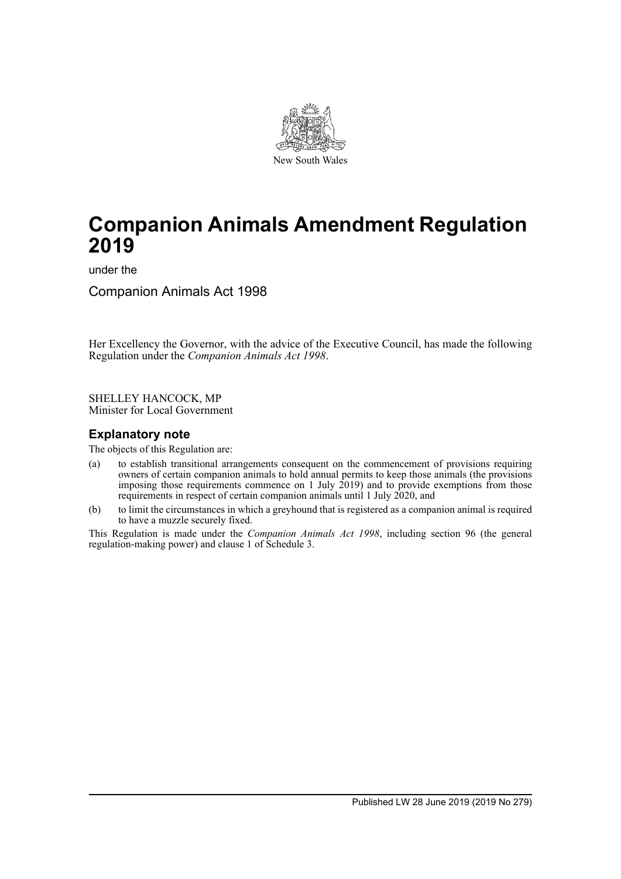New South Wales

# Companion Animals Amendment Regulation 2019

under the

Companion Animals Act 1998

Her Excellency the Governor, with the advice of the Executive Council, has made the following Regulation under the *Companion Animals Act 1998*.

SHELLEY HANCOCK, MP
Minister for Local Government

## Explanatory note

The objects of this Regulation are:

(a) to establish transitional arrangements consequent on the commencement of provisions requiring owners of certain companion animals to hold annual permits to keep those animals (the provisions imposing those requirements commence on 1 July 2019) and to provide exemptions from those requirements in respect of certain companion animals until 1 July 2020, and

(b) to limit the circumstances in which a greyhound that is registered as a companion animal is required to have a muzzle securely fixed.

This Regulation is made under the *Companion Animals Act 1998*, including section 96 (the general regulation-making power) and clause 1 of Schedule 3.

Published LW 28 June 2019 (2019 No 279)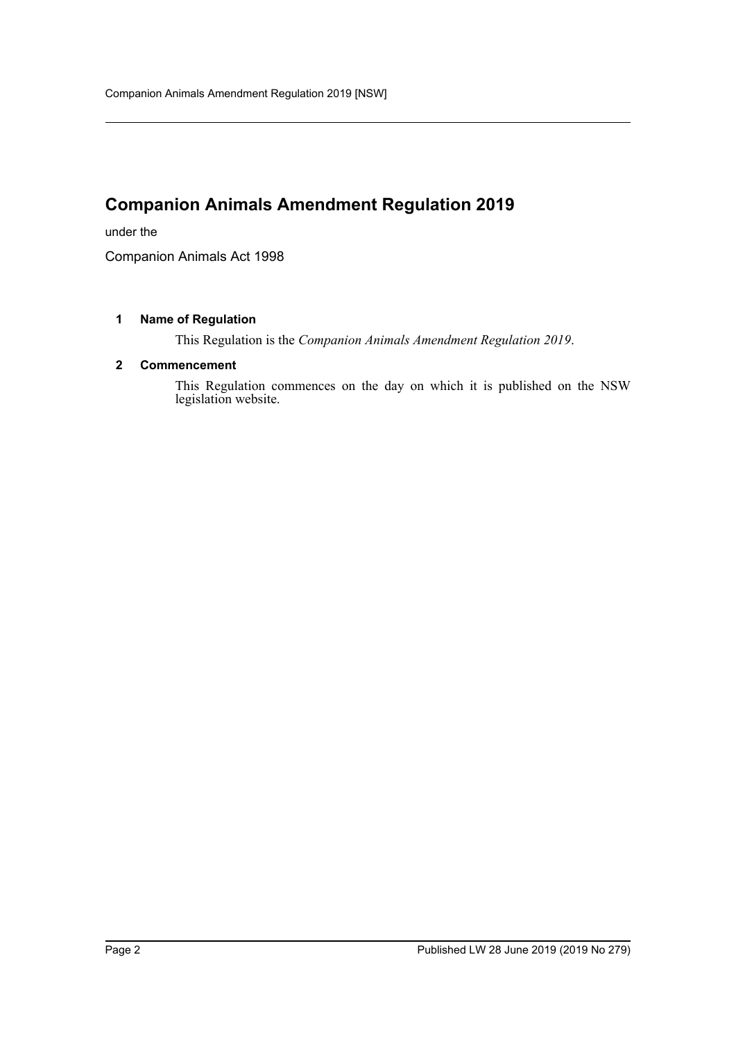# Companion Animals Amendment Regulation 2019

under the

Companion Animals Act 1998

## 1 Name of Regulation

This Regulation is the *Companion Animals Amendment Regulation 2019*.

## 2 Commencement

This Regulation commences on the day on which it is published on the NSW legislation website.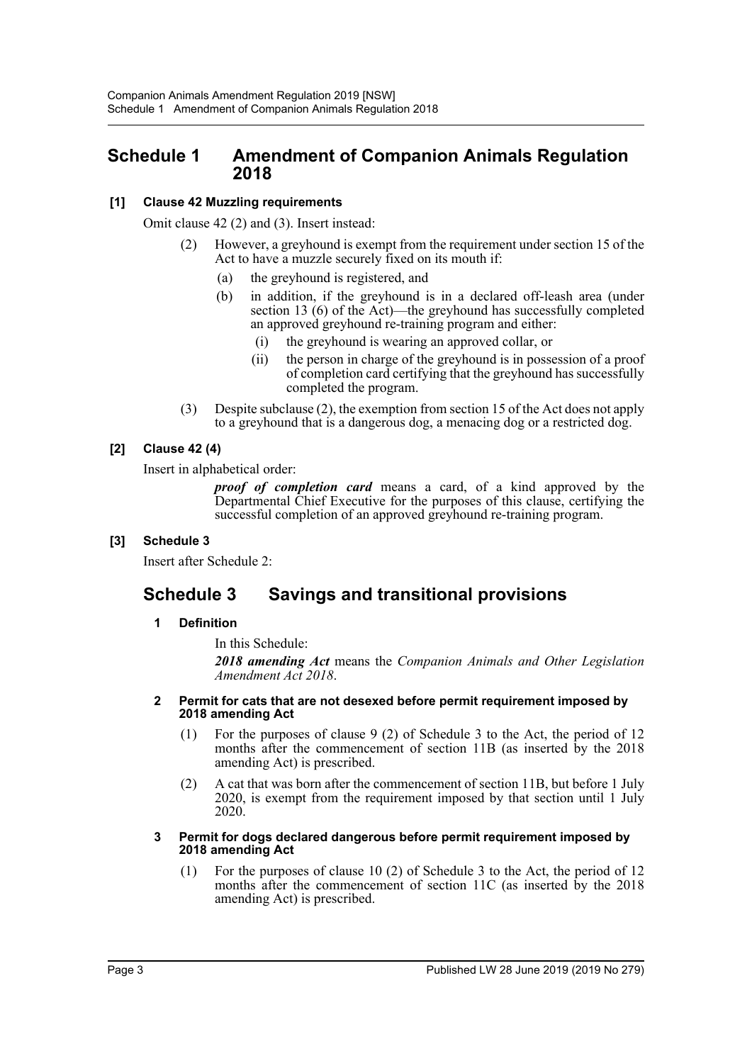## Schedule 1 Amendment of Companion Animals Regulation 2018

### [1] Clause 42 Muzzling requirements

Omit clause 42 (2) and (3). Insert instead:

(2) However, a greyhound is exempt from the requirement under section 15 of the Act to have a muzzle securely fixed on its mouth if:

(a) the greyhound is registered, and

(b) in addition, if the greyhound is in a declared off-leash area (under section 13 (6) of the Act)—the greyhound has successfully completed an approved greyhound re-training program and either:

(i) the greyhound is wearing an approved collar, or

(ii) the person in charge of the greyhound is in possession of a proof of completion card certifying that the greyhound has successfully completed the program.

(3) Despite subclause (2), the exemption from section 15 of the Act does not apply to a greyhound that is a dangerous dog, a menacing dog or a restricted dog.

### [2] Clause 42 (4)

Insert in alphabetical order:

***proof of completion card*** means a card, of a kind approved by the Departmental Chief Executive for the purposes of this clause, certifying the successful completion of an approved greyhound re-training program.

### [3] Schedule 3

Insert after Schedule 2:

## Schedule 3 Savings and transitional provisions

#### 1 Definition

In this Schedule:

***2018 amending Act*** means the *Companion Animals and Other Legislation Amendment Act 2018*.

#### 2 Permit for cats that are not desexed before permit requirement imposed by 2018 amending Act

(1) For the purposes of clause 9 (2) of Schedule 3 to the Act, the period of 12 months after the commencement of section 11B (as inserted by the 2018 amending Act) is prescribed.

(2) A cat that was born after the commencement of section 11B, but before 1 July 2020, is exempt from the requirement imposed by that section until 1 July 2020.

#### 3 Permit for dogs declared dangerous before permit requirement imposed by 2018 amending Act

(1) For the purposes of clause 10 (2) of Schedule 3 to the Act, the period of 12 months after the commencement of section 11C (as inserted by the 2018 amending Act) is prescribed.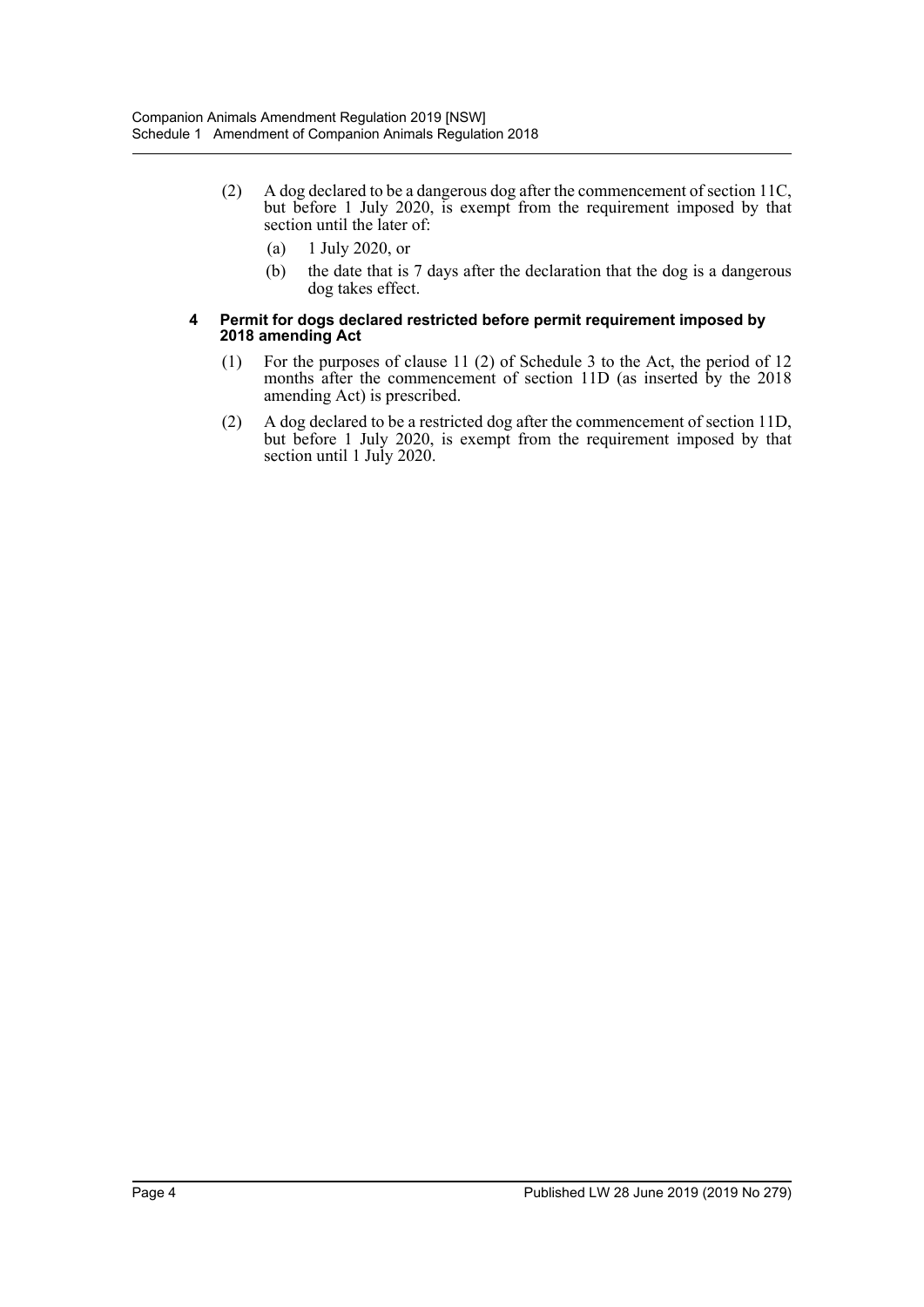(2) A dog declared to be a dangerous dog after the commencement of section 11C, but before 1 July 2020, is exempt from the requirement imposed by that section until the later of:

(a) 1 July 2020, or

(b) the date that is 7 days after the declaration that the dog is a dangerous dog takes effect.

**4 Permit for dogs declared restricted before permit requirement imposed by 2018 amending Act**

(1) For the purposes of clause 11 (2) of Schedule 3 to the Act, the period of 12 months after the commencement of section 11D (as inserted by the 2018 amending Act) is prescribed.

(2) A dog declared to be a restricted dog after the commencement of section 11D, but before 1 July 2020, is exempt from the requirement imposed by that section until 1 July 2020.